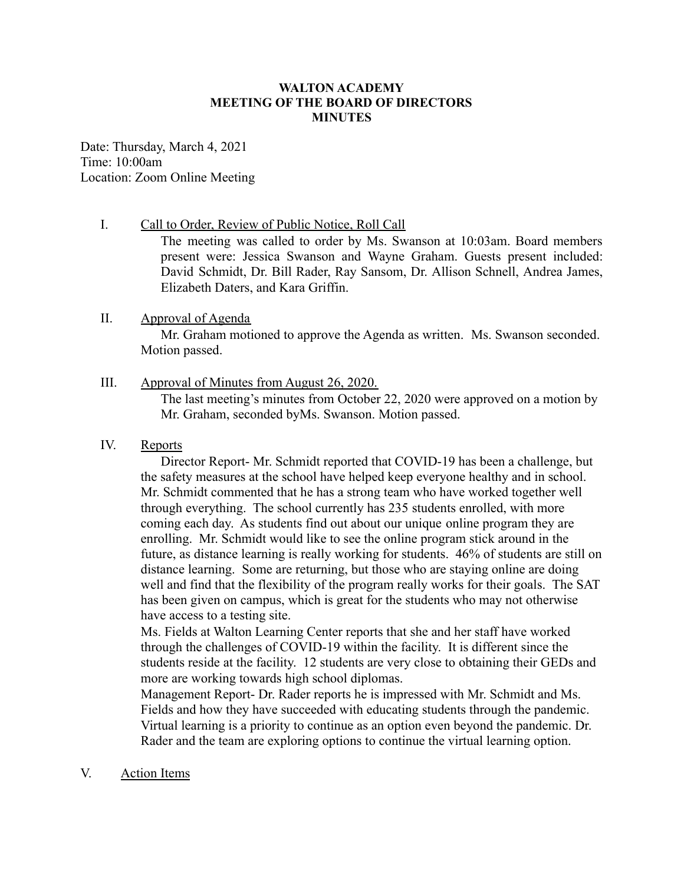**WALTON ACADEMY**
**MEETING OF THE BOARD OF DIRECTORS**
**MINUTES**

Date: Thursday, March 4, 2021
Time: 10:00am
Location: Zoom Online Meeting

I. <u>Call to Order, Review of Public Notice, Roll Call</u>

The meeting was called to order by Ms. Swanson at 10:03am. Board members present were: Jessica Swanson and Wayne Graham. Guests present included: David Schmidt, Dr. Bill Rader, Ray Sansom, Dr. Allison Schnell, Andrea James, Elizabeth Daters, and Kara Griffin.

II. <u>Approval of Agenda</u>

Mr. Graham motioned to approve the Agenda as written. Ms. Swanson seconded. Motion passed.

III. <u>Approval of Minutes from August 26, 2020.</u>

The last meeting's minutes from October 22, 2020 were approved on a motion by Mr. Graham, seconded byMs. Swanson. Motion passed.

IV. <u>Reports</u>

Director Report- Mr. Schmidt reported that COVID-19 has been a challenge, but the safety measures at the school have helped keep everyone healthy and in school. Mr. Schmidt commented that he has a strong team who have worked together well through everything. The school currently has 235 students enrolled, with more coming each day. As students find out about our unique online program they are enrolling. Mr. Schmidt would like to see the online program stick around in the future, as distance learning is really working for students. 46% of students are still on distance learning. Some are returning, but those who are staying online are doing well and find that the flexibility of the program really works for their goals. The SAT has been given on campus, which is great for the students who may not otherwise have access to a testing site.

Ms. Fields at Walton Learning Center reports that she and her staff have worked through the challenges of COVID-19 within the facility. It is different since the students reside at the facility. 12 students are very close to obtaining their GEDs and more are working towards high school diplomas.

Management Report- Dr. Rader reports he is impressed with Mr. Schmidt and Ms. Fields and how they have succeeded with educating students through the pandemic. Virtual learning is a priority to continue as an option even beyond the pandemic. Dr. Rader and the team are exploring options to continue the virtual learning option.

V. <u>Action Items</u>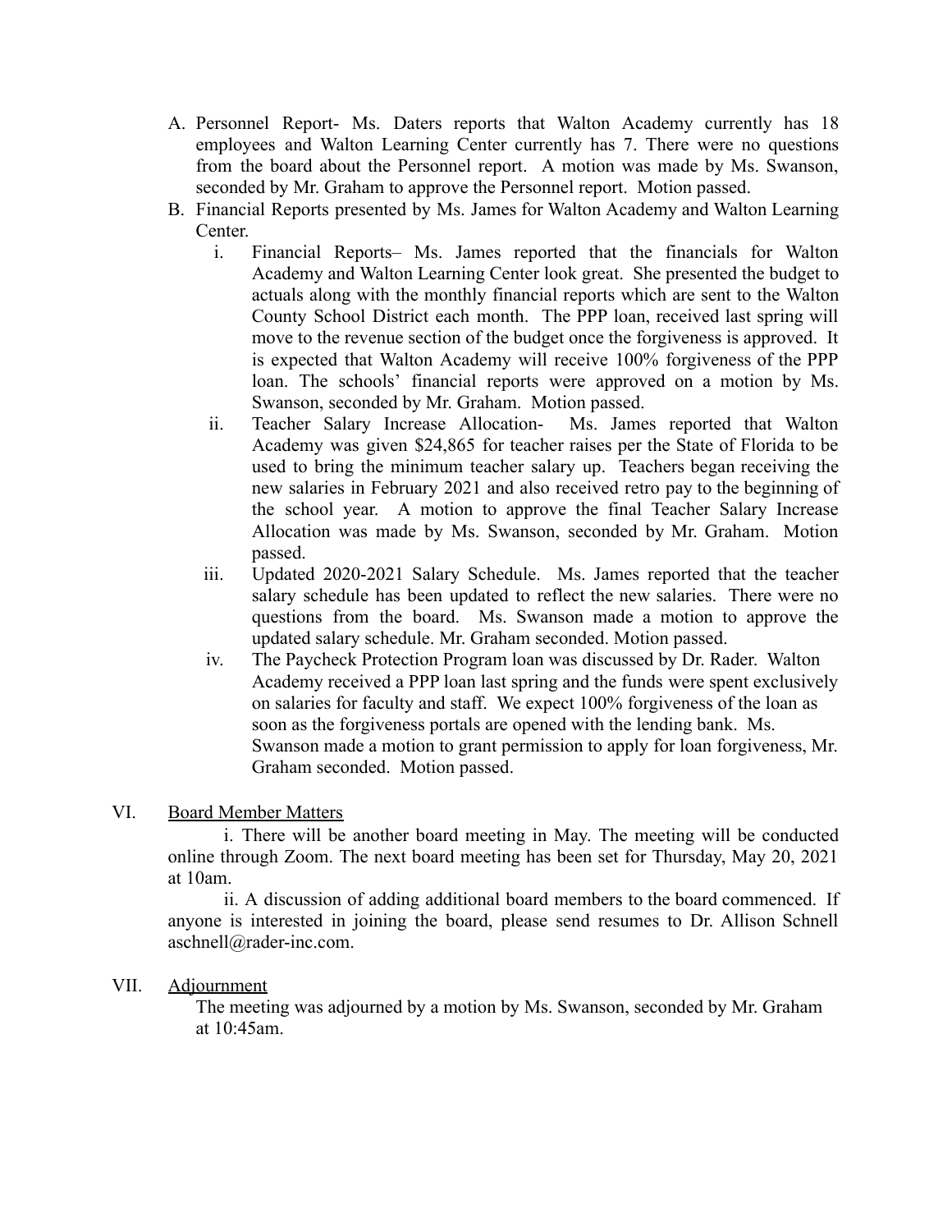A. Personnel Report- Ms. Daters reports that Walton Academy currently has 18 employees and Walton Learning Center currently has 7. There were no questions from the board about the Personnel report. A motion was made by Ms. Swanson, seconded by Mr. Graham to approve the Personnel report. Motion passed.

B. Financial Reports presented by Ms. James for Walton Academy and Walton Learning Center.

   i. Financial Reports– Ms. James reported that the financials for Walton Academy and Walton Learning Center look great. She presented the budget to actuals along with the monthly financial reports which are sent to the Walton County School District each month. The PPP loan, received last spring will move to the revenue section of the budget once the forgiveness is approved. It is expected that Walton Academy will receive 100% forgiveness of the PPP loan. The schools' financial reports were approved on a motion by Ms. Swanson, seconded by Mr. Graham. Motion passed.

   ii. Teacher Salary Increase Allocation- Ms. James reported that Walton Academy was given $24,865 for teacher raises per the State of Florida to be used to bring the minimum teacher salary up. Teachers began receiving the new salaries in February 2021 and also received retro pay to the beginning of the school year. A motion to approve the final Teacher Salary Increase Allocation was made by Ms. Swanson, seconded by Mr. Graham. Motion passed.

   iii. Updated 2020-2021 Salary Schedule. Ms. James reported that the teacher salary schedule has been updated to reflect the new salaries. There were no questions from the board. Ms. Swanson made a motion to approve the updated salary schedule. Mr. Graham seconded. Motion passed.

   iv. The Paycheck Protection Program loan was discussed by Dr. Rader. Walton Academy received a PPP loan last spring and the funds were spent exclusively on salaries for faculty and staff. We expect 100% forgiveness of the loan as soon as the forgiveness portals are opened with the lending bank. Ms. Swanson made a motion to grant permission to apply for loan forgiveness, Mr. Graham seconded. Motion passed.

VI. Board Member Matters

i. There will be another board meeting in May. The meeting will be conducted online through Zoom. The next board meeting has been set for Thursday, May 20, 2021 at 10am.

ii. A discussion of adding additional board members to the board commenced. If anyone is interested in joining the board, please send resumes to Dr. Allison Schnell aschnell@rader-inc.com.

VII. Adjournment

The meeting was adjourned by a motion by Ms. Swanson, seconded by Mr. Graham at 10:45am.